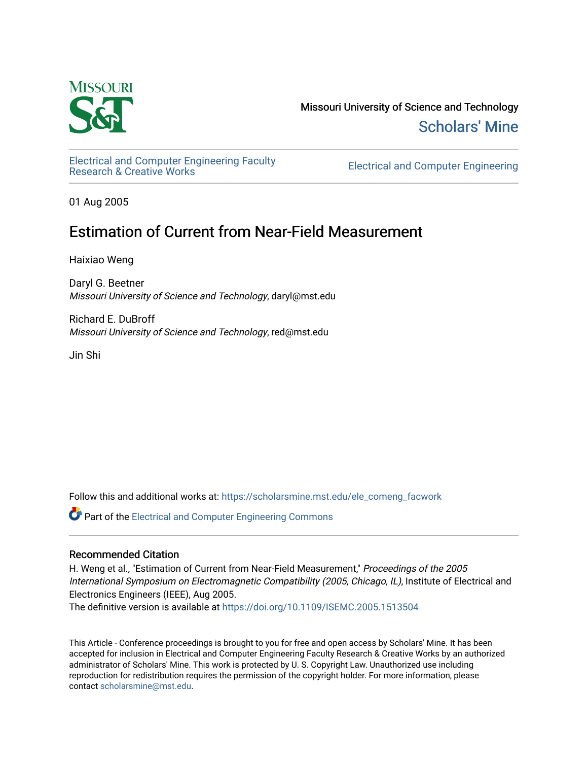Missouri University of Science and Technology

Scholars' Mine

Electrical and Computer Engineering Faculty Research & Creative Works

Electrical and Computer Engineering

01 Aug 2005

# Estimation of Current from Near-Field Measurement

Haixiao Weng

Daryl G. Beetner
*Missouri University of Science and Technology*, daryl@mst.edu

Richard E. DuBroff
*Missouri University of Science and Technology*, red@mst.edu

Jin Shi

Follow this and additional works at: https://scholarsmine.mst.edu/ele_comeng_facwork

Part of the Electrical and Computer Engineering Commons

## Recommended Citation

H. Weng et al., "Estimation of Current from Near-Field Measurement," *Proceedings of the 2005 International Symposium on Electromagnetic Compatibility (2005, Chicago, IL)*, Institute of Electrical and Electronics Engineers (IEEE), Aug 2005.
The definitive version is available at https://doi.org/10.1109/ISEMC.2005.1513504

This Article - Conference proceedings is brought to you for free and open access by Scholars' Mine. It has been accepted for inclusion in Electrical and Computer Engineering Faculty Research & Creative Works by an authorized administrator of Scholars' Mine. This work is protected by U. S. Copyright Law. Unauthorized use including reproduction for redistribution requires the permission of the copyright holder. For more information, please contact scholarsmine@mst.edu.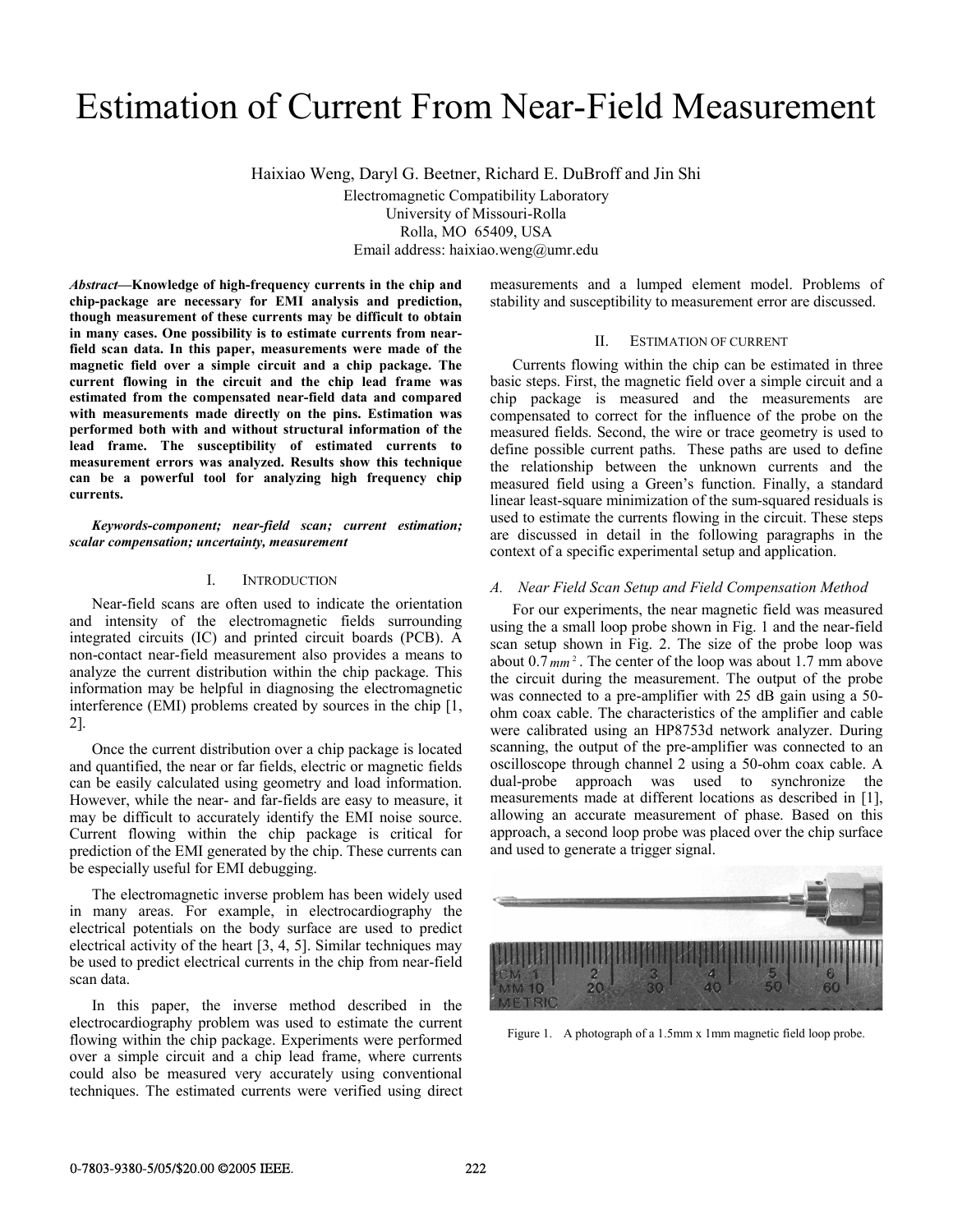# Estimation of Current From Near-Field Measurement

Haixiao Weng, Daryl G. Beetner, Richard E. DuBroff and Jin Shi

Electromagnetic Compatibility Laboratory
University of Missouri-Rolla
Rolla, MO 65409, USA
Email address: haixiao.weng@umr.edu

***Abstract*—Knowledge of high-frequency currents in the chip and chip-package are necessary for EMI analysis and prediction, though measurement of these currents may be difficult to obtain in many cases. One possibility is to estimate currents from near-field scan data. In this paper, measurements were made of the magnetic field over a simple circuit and a chip package. The current flowing in the circuit and the chip lead frame was estimated from the compensated near-field data and compared with measurements made directly on the pins. Estimation was performed both with and without structural information of the lead frame. The susceptibility of estimated currents to measurement errors was analyzed. Results show this technique can be a powerful tool for analyzing high frequency chip currents.**

***Keywords-component; near-field scan; current estimation; scalar compensation; uncertainty, measurement***

## I. Introduction

Near-field scans are often used to indicate the orientation and intensity of the electromagnetic fields surrounding integrated circuits (IC) and printed circuit boards (PCB). A non-contact near-field measurement also provides a means to analyze the current distribution within the chip package. This information may be helpful in diagnosing the electromagnetic interference (EMI) problems created by sources in the chip [1, 2].

Once the current distribution over a chip package is located and quantified, the near or far fields, electric or magnetic fields can be easily calculated using geometry and load information. However, while the near- and far-fields are easy to measure, it may be difficult to accurately identify the EMI noise source. Current flowing within the chip package is critical for prediction of the EMI generated by the chip. These currents can be especially useful for EMI debugging.

The electromagnetic inverse problem has been widely used in many areas. For example, in electrocardiography the electrical potentials on the body surface are used to predict electrical activity of the heart [3, 4, 5]. Similar techniques may be used to predict electrical currents in the chip from near-field scan data.

In this paper, the inverse method described in the electrocardiography problem was used to estimate the current flowing within the chip package. Experiments were performed over a simple circuit and a chip lead frame, where currents could also be measured very accurately using conventional techniques. The estimated currents were verified using direct measurements and a lumped element model. Problems of stability and susceptibility to measurement error are discussed.

## II. Estimation of Current

Currents flowing within the chip can be estimated in three basic steps. First, the magnetic field over a simple circuit and a chip package is measured and the measurements are compensated to correct for the influence of the probe on the measured fields. Second, the wire or trace geometry is used to define possible current paths. These paths are used to define the relationship between the unknown currents and the measured field using a Green's function. Finally, a standard linear least-square minimization of the sum-squared residuals is used to estimate the currents flowing in the circuit. These steps are discussed in detail in the following paragraphs in the context of a specific experimental setup and application.

### *A. Near Field Scan Setup and Field Compensation Method*

For our experiments, the near magnetic field was measured using the a small loop probe shown in Fig. 1 and the near-field scan setup shown in Fig. 2. The size of the probe loop was about $0.7\,mm^2$. The center of the loop was about 1.7 mm above the circuit during the measurement. The output of the probe was connected to a pre-amplifier with 25 dB gain using a 50-ohm coax cable. The characteristics of the amplifier and cable were calibrated using an HP8753d network analyzer. During scanning, the output of the pre-amplifier was connected to an oscilloscope through channel 2 using a 50-ohm coax cable. A dual-probe approach was used to synchronize the measurements made at different locations as described in [1], allowing an accurate measurement of phase. Based on this approach, a second loop probe was placed over the chip surface and used to generate a trigger signal.

Figure 1. A photograph of a 1.5mm x 1mm magnetic field loop probe.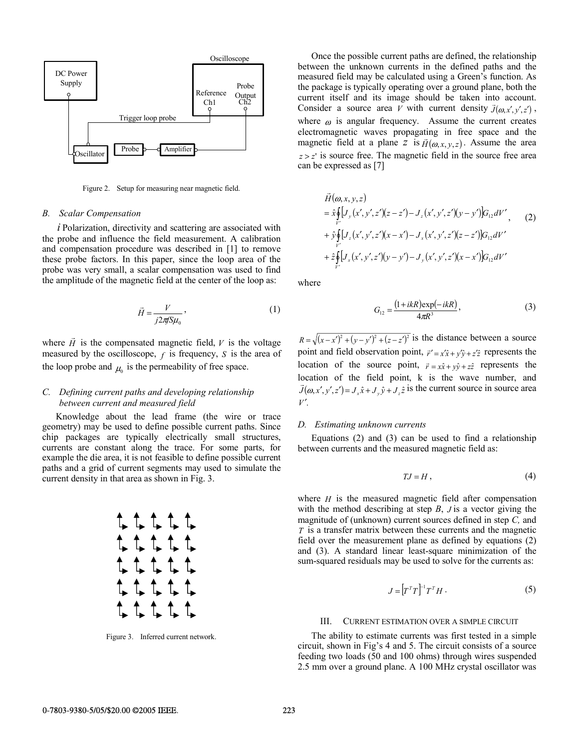Figure 2. Setup for measuring near magnetic field.

### B. Scalar Compensation

$i$ Polarization, directivity and scattering are associated with the probe and influence the field measurement. A calibration and compensation procedure was described in [1] to remove these probe factors. In this paper, since the loop area of the probe was very small, a scalar compensation was used to find the amplitude of the magnetic field at the center of the loop as:

$$\vec{H} = \frac{V}{j2\pi f S \mu_0}, \tag{1}$$

where $\vec{H}$ is the compensated magnetic field, $V$ is the voltage measured by the oscilloscope, $f$ is frequency, $S$ is the area of the loop probe and $\mu_0$ is the permeability of free space.

### C. Defining current paths and developing relationship between current and measured field

Knowledge about the lead frame (the wire or trace geometry) may be used to define possible current paths. Since chip packages are typically electrically small structures, currents are constant along the trace. For some parts, for example the die area, it is not feasible to define possible current paths and a grid of current segments may used to simulate the current density in that area as shown in Fig. 3.

Figure 3. Inferred current network.

Once the possible current paths are defined, the relationship between the unknown currents in the defined paths and the measured field may be calculated using a Green's function. As the package is typically operating over a ground plane, both the current itself and its image should be taken into account. Consider a source area $V$ with current density $\vec{J}(\omega, x', y', z')$, where $\omega$ is angular frequency. Assume the current creates electromagnetic waves propagating in free space and the magnetic field at a plane $z$ is $\vec{H}(\omega, x, y, z)$. Assume the area $z > z'$ is source free. The magnetic field in the source free area can be expressed as [7]

$$\begin{aligned}
&\vec{H}(\omega, x, y, z) \\
&= \hat{x} \oint_{V'} \left[ J_y(x', y', z')(z - z') - J_z(x', y', z')(y - y') \right] G_{12} dV' \\
&+ \hat{y} \oint_{V'} \left[ J_z(x', y', z')(x - x') - J_x(x', y', z')(z - z') \right] G_{12} dV' \\
&+ \hat{z} \oint_{V'} \left[ J_x(x', y', z')(y - y') - J_y(x', y', z')(x - x') \right] G_{12} dV'
\end{aligned} \tag{2}$$

where

$$G_{12} = \frac{(1 + ikR)\exp(-ikR)}{4\pi R^3}, \tag{3}$$

$R = \sqrt{(x - x')^2 + (y - y')^2 + (z - z')^2}$ is the distance between a source point and field observation point, $\vec{r}' = x'\hat{x} + y'\hat{y} + z'\hat{z}$ represents the location of the source point, $\vec{r} = x\hat{x} + y\hat{y} + z\hat{z}$ represents the location of the field point, k is the wave number, and $\vec{J}(\omega, x', y', z') = J_x\hat{x} + J_y\hat{y} + J_z\hat{z}$ is the current source in source area $V'$.

### D. Estimating unknown currents

Equations (2) and (3) can be used to find a relationship between currents and the measured magnetic field as:

$$TJ = H, \tag{4}$$

where $H$ is the measured magnetic field after compensation with the method describing at step *B*, $J$ is a vector giving the magnitude of (unknown) current sources defined in step *C,* and $T$ is a transfer matrix between these currents and the magnetic field over the measurement plane as defined by equations (2) and (3). A standard linear least-square minimization of the sum-squared residuals may be used to solve for the currents as:

$$J = \left[T^T T\right]^{-1} T^T H. \tag{5}$$

## III. Current Estimation Over a Simple Circuit

The ability to estimate currents was first tested in a simple circuit, shown in Fig's 4 and 5. The circuit consists of a source feeding two loads (50 and 100 ohms) through wires suspended 2.5 mm over a ground plane. A 100 MHz crystal oscillator was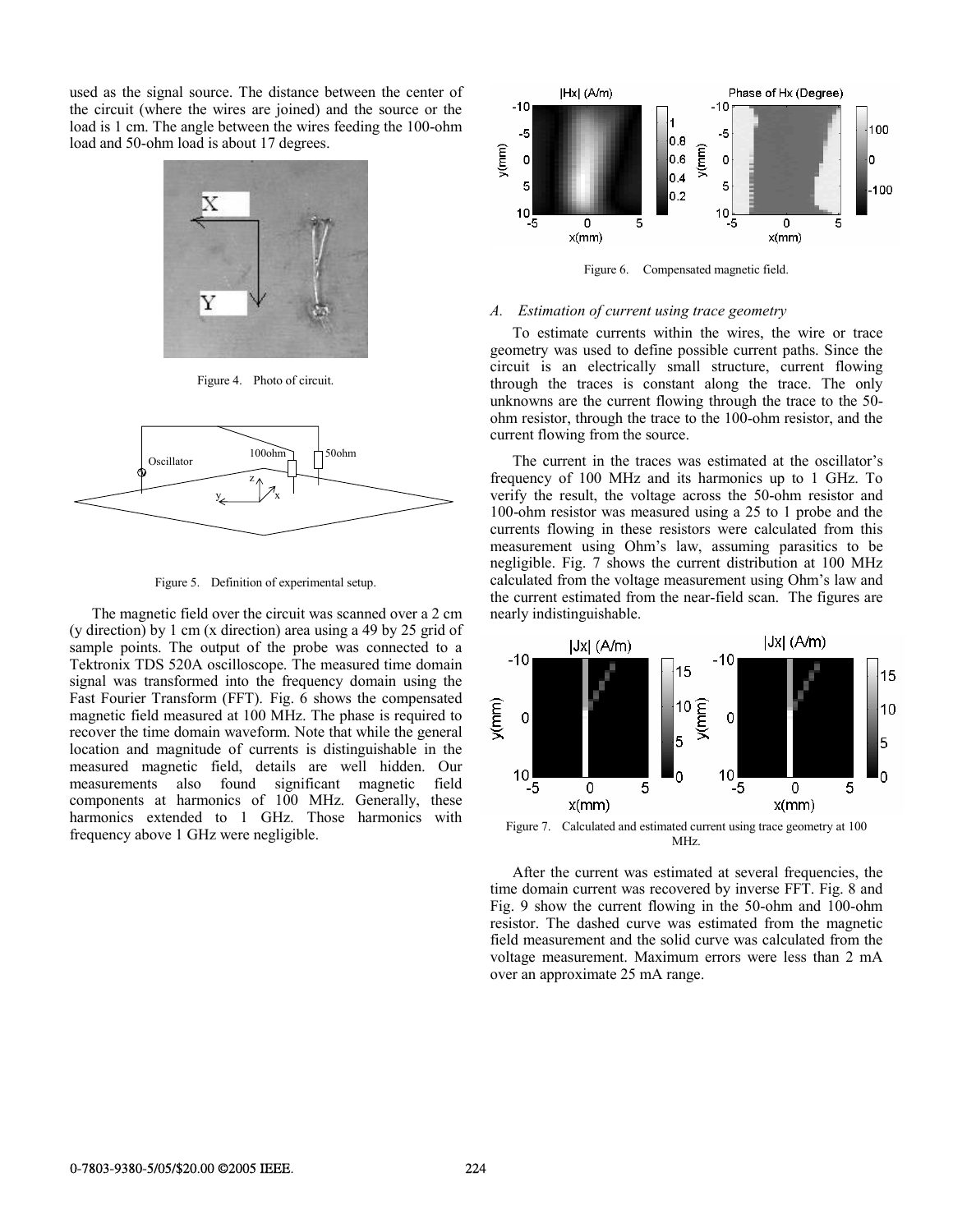used as the signal source. The distance between the center of the circuit (where the wires are joined) and the source or the load is 1 cm. The angle between the wires feeding the 100-ohm load and 50-ohm load is about 17 degrees.

Figure 4. Photo of circuit.

Figure 5. Definition of experimental setup.

The magnetic field over the circuit was scanned over a 2 cm (y direction) by 1 cm (x direction) area using a 49 by 25 grid of sample points. The output of the probe was connected to a Tektronix TDS 520A oscilloscope. The measured time domain signal was transformed into the frequency domain using the Fast Fourier Transform (FFT). Fig. 6 shows the compensated magnetic field measured at 100 MHz. The phase is required to recover the time domain waveform. Note that while the general location and magnitude of currents is distinguishable in the measured magnetic field, details are well hidden. Our measurements also found significant magnetic field components at harmonics of 100 MHz. Generally, these harmonics extended to 1 GHz. Those harmonics with frequency above 1 GHz were negligible.

Figure 6. Compensated magnetic field.

### A. *Estimation of current using trace geometry*

To estimate currents within the wires, the wire or trace geometry was used to define possible current paths. Since the circuit is an electrically small structure, current flowing through the traces is constant along the trace. The only unknowns are the current flowing through the trace to the 50-ohm resistor, through the trace to the 100-ohm resistor, and the current flowing from the source.

The current in the traces was estimated at the oscillator's frequency of 100 MHz and its harmonics up to 1 GHz. To verify the result, the voltage across the 50-ohm resistor and 100-ohm resistor was measured using a 25 to 1 probe and the currents flowing in these resistors were calculated from this measurement using Ohm's law, assuming parasitics to be negligible. Fig. 7 shows the current distribution at 100 MHz calculated from the voltage measurement using Ohm's law and the current estimated from the near-field scan. The figures are nearly indistinguishable.

Figure 7. Calculated and estimated current using trace geometry at 100 MHz.

After the current was estimated at several frequencies, the time domain current was recovered by inverse FFT. Fig. 8 and Fig. 9 show the current flowing in the 50-ohm and 100-ohm resistor. The dashed curve was estimated from the magnetic field measurement and the solid curve was calculated from the voltage measurement. Maximum errors were less than 2 mA over an approximate 25 mA range.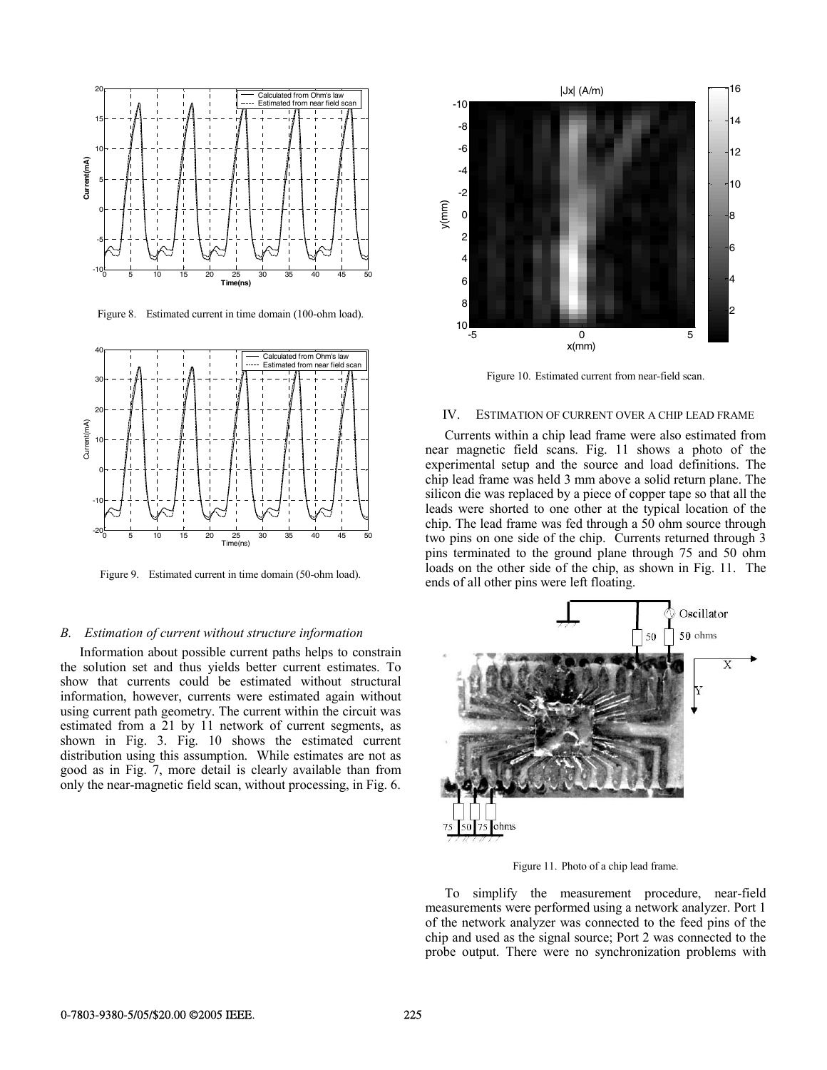Figure 8. Estimated current in time domain (100-ohm load).

Figure 9. Estimated current in time domain (50-ohm load).

### B. Estimation of current without structure information

Information about possible current paths helps to constrain the solution set and thus yields better current estimates. To show that currents could be estimated without structural information, however, currents were estimated again without using current path geometry. The current within the circuit was estimated from a 21 by 11 network of current segments, as shown in Fig. 3. Fig. 10 shows the estimated current distribution using this assumption. While estimates are not as good as in Fig. 7, more detail is clearly available than from only the near-magnetic field scan, without processing, in Fig. 6.

Figure 10. Estimated current from near-field scan.

## IV. ESTIMATION OF CURRENT OVER A CHIP LEAD FRAME

Currents within a chip lead frame were also estimated from near magnetic field scans. Fig. 11 shows a photo of the experimental setup and the source and load definitions. The chip lead frame was held 3 mm above a solid return plane. The silicon die was replaced by a piece of copper tape so that all the leads were shorted to one other at the typical location of the chip. The lead frame was fed through a 50 ohm source through two pins on one side of the chip. Currents returned through 3 pins terminated to the ground plane through 75 and 50 ohm loads on the other side of the chip, as shown in Fig. 11. The ends of all other pins were left floating.

Figure 11. Photo of a chip lead frame.

To simplify the measurement procedure, near-field measurements were performed using a network analyzer. Port 1 of the network analyzer was connected to the feed pins of the chip and used as the signal source; Port 2 was connected to the probe output. There were no synchronization problems with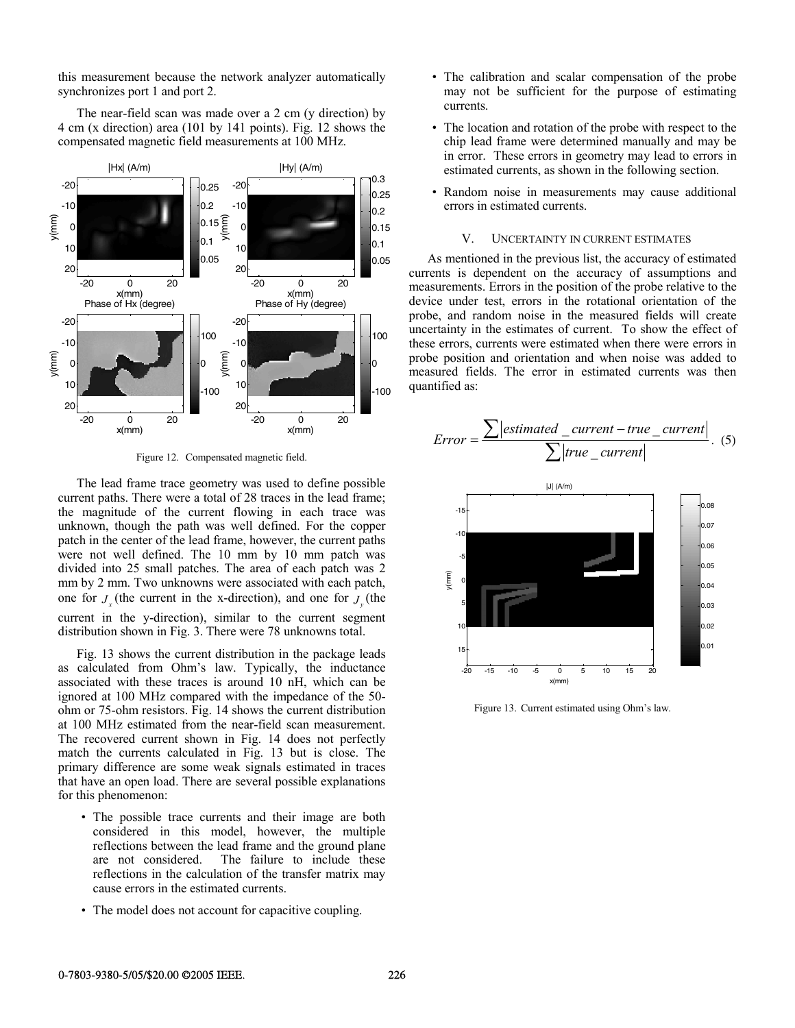this measurement because the network analyzer automatically synchronizes port 1 and port 2.

The near-field scan was made over a 2 cm (y direction) by 4 cm (x direction) area (101 by 141 points). Fig. 12 shows the compensated magnetic field measurements at 100 MHz.

Figure 12. Compensated magnetic field.

The lead frame trace geometry was used to define possible current paths. There were a total of 28 traces in the lead frame; the magnitude of the current flowing in each trace was unknown, though the path was well defined. For the copper patch in the center of the lead frame, however, the current paths were not well defined. The 10 mm by 10 mm patch was divided into 25 small patches. The area of each patch was 2 mm by 2 mm. Two unknowns were associated with each patch, one for $J_x$ (the current in the x-direction), and one for $J_y$ (the current in the y-direction), similar to the current segment distribution shown in Fig. 3. There were 78 unknowns total.

Fig. 13 shows the current distribution in the package leads as calculated from Ohm's law. Typically, the inductance associated with these traces is around 10 nH, which can be ignored at 100 MHz compared with the impedance of the 50-ohm or 75-ohm resistors. Fig. 14 shows the current distribution at 100 MHz estimated from the near-field scan measurement. The recovered current shown in Fig. 14 does not perfectly match the currents calculated in Fig. 13 but is close. The primary difference are some weak signals estimated in traces that have an open load. There are several possible explanations for this phenomenon:

- The possible trace currents and their image are both considered in this model, however, the multiple reflections between the lead frame and the ground plane are not considered. The failure to include these reflections in the calculation of the transfer matrix may cause errors in the estimated currents.
- The model does not account for capacitive coupling.
- The calibration and scalar compensation of the probe may not be sufficient for the purpose of estimating currents.
- The location and rotation of the probe with respect to the chip lead frame were determined manually and may be in error. These errors in geometry may lead to errors in estimated currents, as shown in the following section.
- Random noise in measurements may cause additional errors in estimated currents.

## V. Uncertainty in Current Estimates

As mentioned in the previous list, the accuracy of estimated currents is dependent on the accuracy of assumptions and measurements. Errors in the position of the probe relative to the device under test, errors in the rotational orientation of the probe, and random noise in the measured fields will create uncertainty in the estimates of current. To show the effect of these errors, currents were estimated when there were errors in probe position and orientation and when noise was added to measured fields. The error in estimated currents was then quantified as:

$$Error = \frac{\sum |estimated\_current - true\_current|}{\sum |true\_current|}. \quad (5)$$

Figure 13. Current estimated using Ohm's law.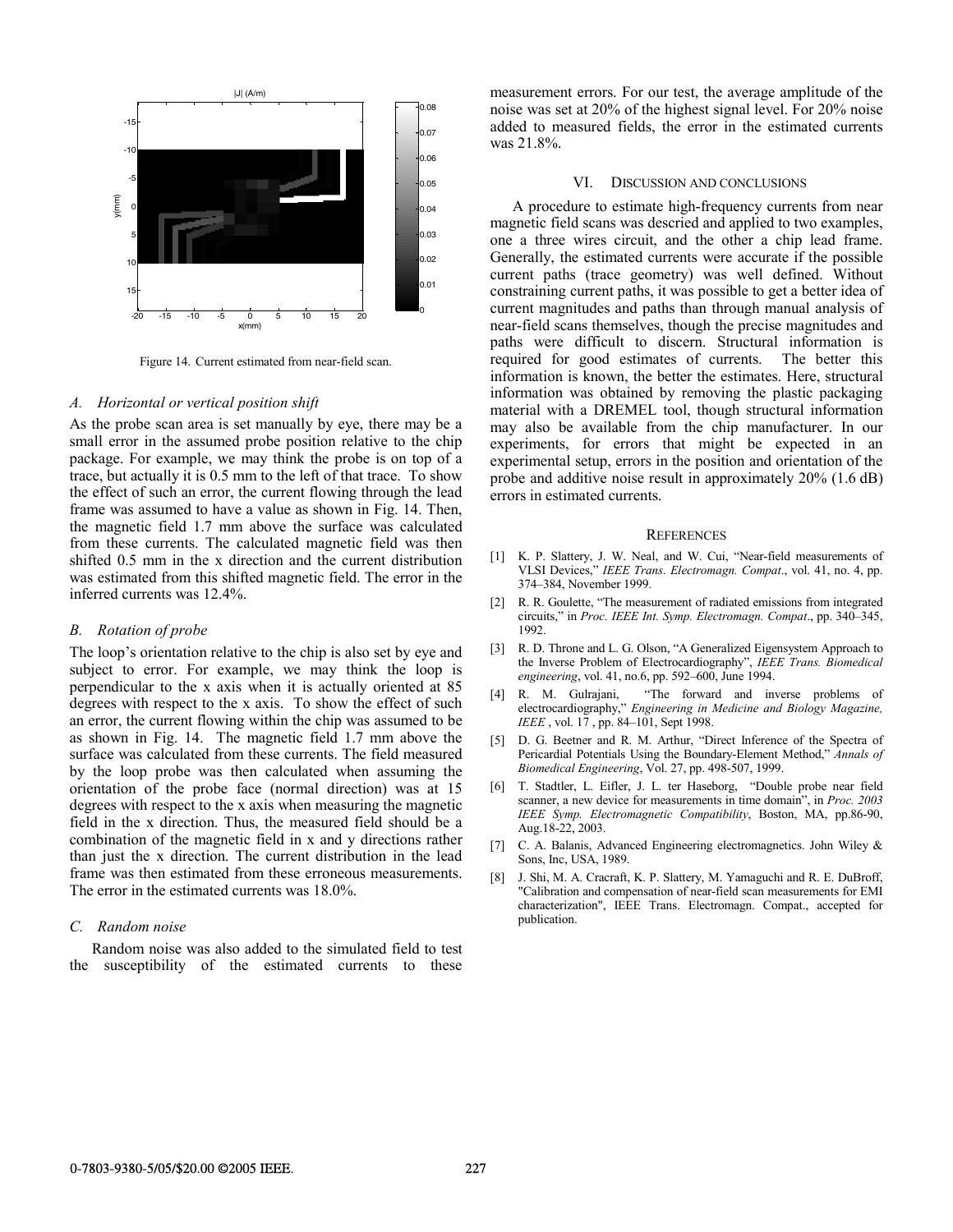|J| (A/m)

-15
-10
-5
0
5
10
15

y(mm)

-20 -15 -10 -5 0 5 10 15 20

x(mm)

0.08
0.07
0.06
0.05
0.04
0.03
0.02
0.01
0

Figure 14. Current estimated from near-field scan.

### *A. Horizontal or vertical position shift*

As the probe scan area is set manually by eye, there may be a small error in the assumed probe position relative to the chip package. For example, we may think the probe is on top of a trace, but actually it is 0.5 mm to the left of that trace. To show the effect of such an error, the current flowing through the lead frame was assumed to have a value as shown in Fig. 14. Then, the magnetic field 1.7 mm above the surface was calculated from these currents. The calculated magnetic field was then shifted 0.5 mm in the x direction and the current distribution was estimated from this shifted magnetic field. The error in the inferred currents was 12.4%.

### *B. Rotation of probe*

The loop's orientation relative to the chip is also set by eye and subject to error. For example, we may think the loop is perpendicular to the x axis when it is actually oriented at 85 degrees with respect to the x axis. To show the effect of such an error, the current flowing within the chip was assumed to be as shown in Fig. 14. The magnetic field 1.7 mm above the surface was calculated from these currents. The field measured by the loop probe was then calculated when assuming the orientation of the probe face (normal direction) was at 15 degrees with respect to the x axis when measuring the magnetic field in the x direction. Thus, the measured field should be a combination of the magnetic field in x and y directions rather than just the x direction. The current distribution in the lead frame was then estimated from these erroneous measurements. The error in the estimated currents was 18.0%.

### *C. Random noise*

Random noise was also added to the simulated field to test the susceptibility of the estimated currents to these measurement errors. For our test, the average amplitude of the noise was set at 20% of the highest signal level. For 20% noise added to measured fields, the error in the estimated currents was 21.8%.

## VI. Discussion and conclusions

A procedure to estimate high-frequency currents from near magnetic field scans was descried and applied to two examples, one a three wires circuit, and the other a chip lead frame. Generally, the estimated currents were accurate if the possible current paths (trace geometry) was well defined. Without constraining current paths, it was possible to get a better idea of current magnitudes and paths than through manual analysis of near-field scans themselves, though the precise magnitudes and paths were difficult to discern. Structural information is required for good estimates of currents. The better this information is known, the better the estimates. Here, structural information was obtained by removing the plastic packaging material with a DREMEL tool, though structural information may also be available from the chip manufacturer. In our experiments, for errors that might be expected in an experimental setup, errors in the position and orientation of the probe and additive noise result in approximately 20% (1.6 dB) errors in estimated currents.

## References

[1] K. P. Slattery, J. W. Neal, and W. Cui, "Near-field measurements of VLSI Devices," *IEEE Trans. Electromagn. Compat*., vol. 41, no. 4, pp. 374–384, November 1999.

[2] R. R. Goulette, "The measurement of radiated emissions from integrated circuits," in *Proc. IEEE Int. Symp. Electromagn. Compat*., pp. 340–345, 1992.

[3] R. D. Throne and L. G. Olson, "A Generalized Eigensystem Approach to the Inverse Problem of Electrocardiography", *IEEE Trans. Biomedical engineering*, vol. 41, no.6, pp. 592–600, June 1994.

[4] R. M. Gulrajani, "The forward and inverse problems of electrocardiography," *Engineering in Medicine and Biology Magazine, IEEE* , vol. 17 , pp. 84–101, Sept 1998.

[5] D. G. Beetner and R. M. Arthur, "Direct Inference of the Spectra of Pericardial Potentials Using the Boundary-Element Method," *Annals of Biomedical Engineering*, Vol. 27, pp. 498-507, 1999.

[6] T. Stadtler, L. Eifler, J. L. ter Haseborg, "Double probe near field scanner, a new device for measurements in time domain", in *Proc. 2003 IEEE Symp. Electromagnetic Compatibility*, Boston, MA, pp.86-90, Aug.18-22, 2003.

[7] C. A. Balanis, Advanced Engineering electromagnetics. John Wiley & Sons, Inc, USA, 1989.

[8] J. Shi, M. A. Cracraft, K. P. Slattery, M. Yamaguchi and R. E. DuBroff, "Calibration and compensation of near-field scan measurements for EMI characterization", IEEE Trans. Electromagn. Compat., accepted for publication.